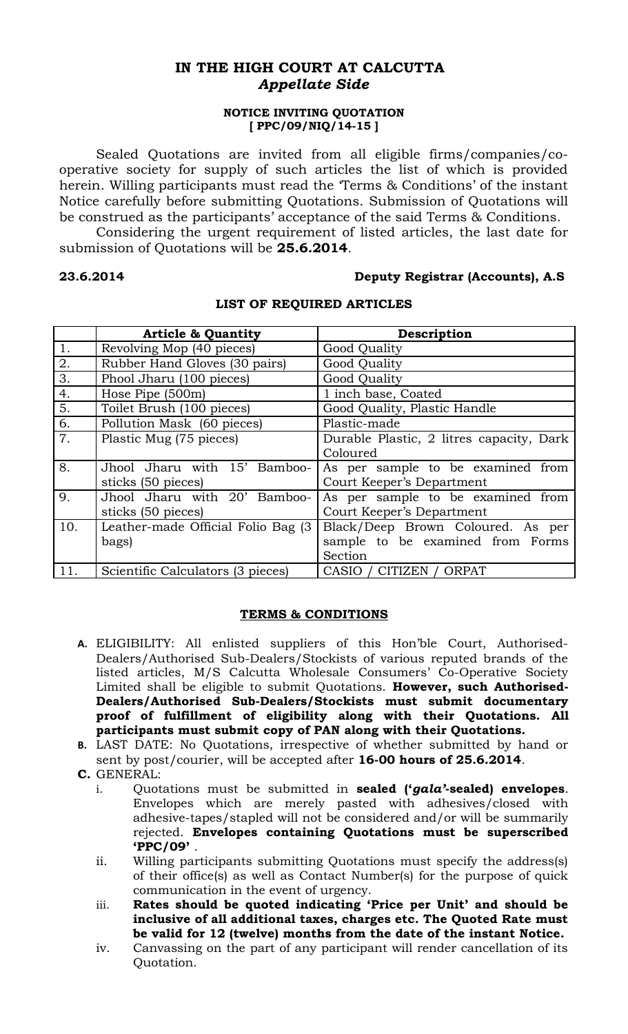# IN THE HIGH COURT AT CALCUTTA
## *Appellate Side*

**NOTICE INVITING QUOTATION**
**[ PPC/09/NIQ/14-15 ]**

Sealed Quotations are invited from all eligible firms/companies/co-operative society for supply of such articles the list of which is provided herein. Willing participants must read the 'Terms & Conditions' of the instant Notice carefully before submitting Quotations. Submission of Quotations will be construed as the participants' acceptance of the said Terms & Conditions.

Considering the urgent requirement of listed articles, the last date for submission of Quotations will be **25.6.2014**.

**23.6.2014** **Deputy Registrar (Accounts), A.S**

**LIST OF REQUIRED ARTICLES**

| | **Article & Quantity** | **Description** |
|---|---|---|
| 1. | Revolving Mop (40 pieces) | Good Quality |
| 2. | Rubber Hand Gloves (30 pairs) | Good Quality |
| 3. | Phool Jharu (100 pieces) | Good Quality |
| 4. | Hose Pipe (500m) | 1 inch base, Coated |
| 5. | Toilet Brush (100 pieces) | Good Quality, Plastic Handle |
| 6. | Pollution Mask (60 pieces) | Plastic-made |
| 7. | Plastic Mug (75 pieces) | Durable Plastic, 2 litres capacity, Dark Coloured |
| 8. | Jhool Jharu with 15' Bamboo-sticks (50 pieces) | As per sample to be examined from Court Keeper's Department |
| 9. | Jhool Jharu with 20' Bamboo-sticks (50 pieces) | As per sample to be examined from Court Keeper's Department |
| 10. | Leather-made Official Folio Bag (3 bags) | Black/Deep Brown Coloured. As per sample to be examined from Forms Section |
| 11. | Scientific Calculators (3 pieces) | CASIO / CITIZEN / ORPAT |

**TERMS & CONDITIONS**

**A.** ELIGIBILITY: All enlisted suppliers of this Hon'ble Court, Authorised-Dealers/Authorised Sub-Dealers/Stockists of various reputed brands of the listed articles, M/S Calcutta Wholesale Consumers' Co-Operative Society Limited shall be eligible to submit Quotations. **However, such Authorised-Dealers/Authorised Sub-Dealers/Stockists must submit documentary proof of fulfillment of eligibility along with their Quotations. All participants must submit copy of PAN along with their Quotations.**

**B.** LAST DATE: No Quotations, irrespective of whether submitted by hand or sent by post/courier, will be accepted after **16-00 hours of 25.6.2014**.

**C.** GENERAL:

i. Quotations must be submitted in **sealed ('*gala'*-sealed) envelopes**. Envelopes which are merely pasted with adhesives/closed with adhesive-tapes/stapled will not be considered and/or will be summarily rejected. **Envelopes containing Quotations must be superscribed 'PPC/09'** .

ii. Willing participants submitting Quotations must specify the address(s) of their office(s) as well as Contact Number(s) for the purpose of quick communication in the event of urgency.

iii. **Rates should be quoted indicating 'Price per Unit' and should be inclusive of all additional taxes, charges etc. The Quoted Rate must be valid for 12 (twelve) months from the date of the instant Notice.**

iv. Canvassing on the part of any participant will render cancellation of its Quotation.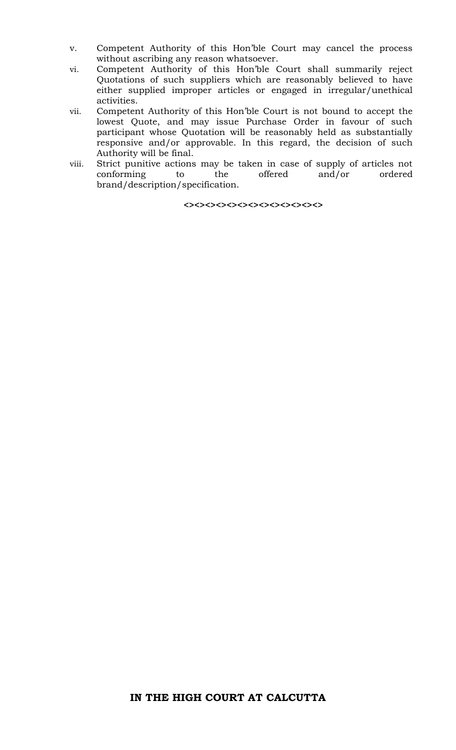v. Competent Authority of this Hon'ble Court may cancel the process without ascribing any reason whatsoever.

vi. Competent Authority of this Hon'ble Court shall summarily reject Quotations of such suppliers which are reasonably believed to have either supplied improper articles or engaged in irregular/unethical activities.

vii. Competent Authority of this Hon'ble Court is not bound to accept the lowest Quote, and may issue Purchase Order in favour of such participant whose Quotation will be reasonably held as substantially responsive and/or approvable. In this regard, the decision of such Authority will be final.

viii. Strict punitive actions may be taken in case of supply of articles not conforming to the offered and/or ordered brand/description/specification.

<><><><><><><><><><><><><>

**IN THE HIGH COURT AT CALCUTTA**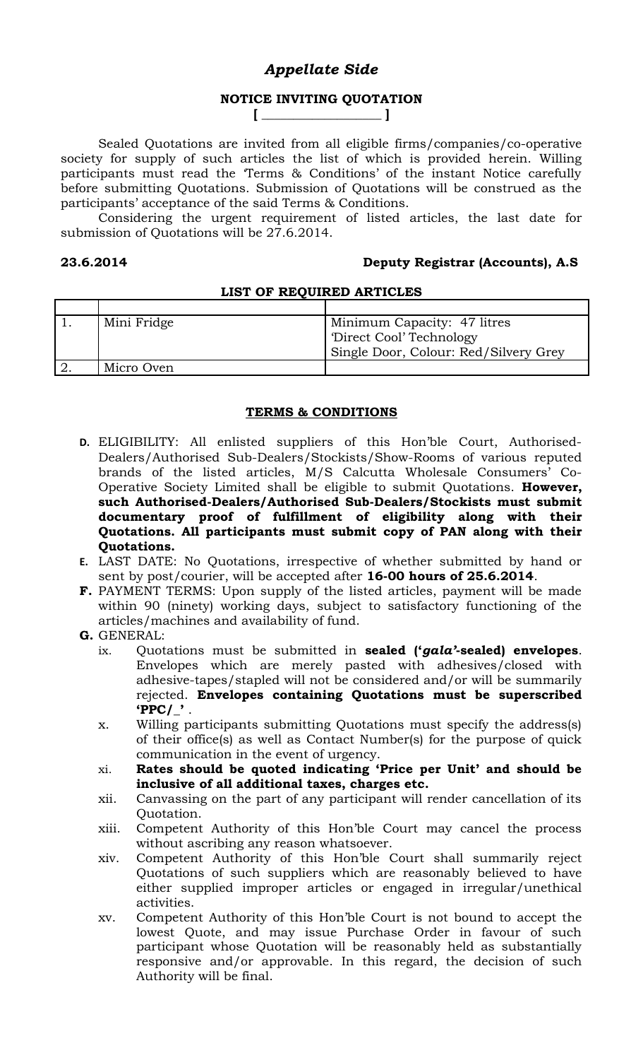# *Appellate Side*

**NOTICE INVITING QUOTATION**

**[ __________________ ]**

Sealed Quotations are invited from all eligible firms/companies/co-operative society for supply of such articles the list of which is provided herein. Willing participants must read the 'Terms & Conditions' of the instant Notice carefully before submitting Quotations. Submission of Quotations will be construed as the participants' acceptance of the said Terms & Conditions.

Considering the urgent requirement of listed articles, the last date for submission of Quotations will be 27.6.2014.

**23.6.2014** **Deputy Registrar (Accounts), A.S**

**LIST OF REQUIRED ARTICLES**

| | | |
|---|---|---|
| 1. | Mini Fridge | Minimum Capacity: 47 litres<br>'Direct Cool' Technology<br>Single Door, Colour: Red/Silvery Grey |
| 2. | Micro Oven | |

**TERMS & CONDITIONS**

**D.** ELIGIBILITY: All enlisted suppliers of this Hon'ble Court, Authorised-Dealers/Authorised Sub-Dealers/Stockists/Show-Rooms of various reputed brands of the listed articles, M/S Calcutta Wholesale Consumers' Co-Operative Society Limited shall be eligible to submit Quotations. **However, such Authorised-Dealers/Authorised Sub-Dealers/Stockists must submit documentary proof of fulfillment of eligibility along with their Quotations. All participants must submit copy of PAN along with their Quotations.**

**E.** LAST DATE: No Quotations, irrespective of whether submitted by hand or sent by post/courier, will be accepted after **16-00 hours of 25.6.2014**.

**F.** PAYMENT TERMS: Upon supply of the listed articles, payment will be made within 90 (ninety) working days, subject to satisfactory functioning of the articles/machines and availability of fund.

**G.** GENERAL:

- ix. Quotations must be submitted in **sealed ('*gala'*-sealed) envelopes**. Envelopes which are merely pasted with adhesives/closed with adhesive-tapes/stapled will not be considered and/or will be summarily rejected. **Envelopes containing Quotations must be superscribed 'PPC/_'** .
- x. Willing participants submitting Quotations must specify the address(s) of their office(s) as well as Contact Number(s) for the purpose of quick communication in the event of urgency.
- xi. **Rates should be quoted indicating 'Price per Unit' and should be inclusive of all additional taxes, charges etc.**
- xii. Canvassing on the part of any participant will render cancellation of its Quotation.
- xiii. Competent Authority of this Hon'ble Court may cancel the process without ascribing any reason whatsoever.
- xiv. Competent Authority of this Hon'ble Court shall summarily reject Quotations of such suppliers which are reasonably believed to have either supplied improper articles or engaged in irregular/unethical activities.
- xv. Competent Authority of this Hon'ble Court is not bound to accept the lowest Quote, and may issue Purchase Order in favour of such participant whose Quotation will be reasonably held as substantially responsive and/or approvable. In this regard, the decision of such Authority will be final.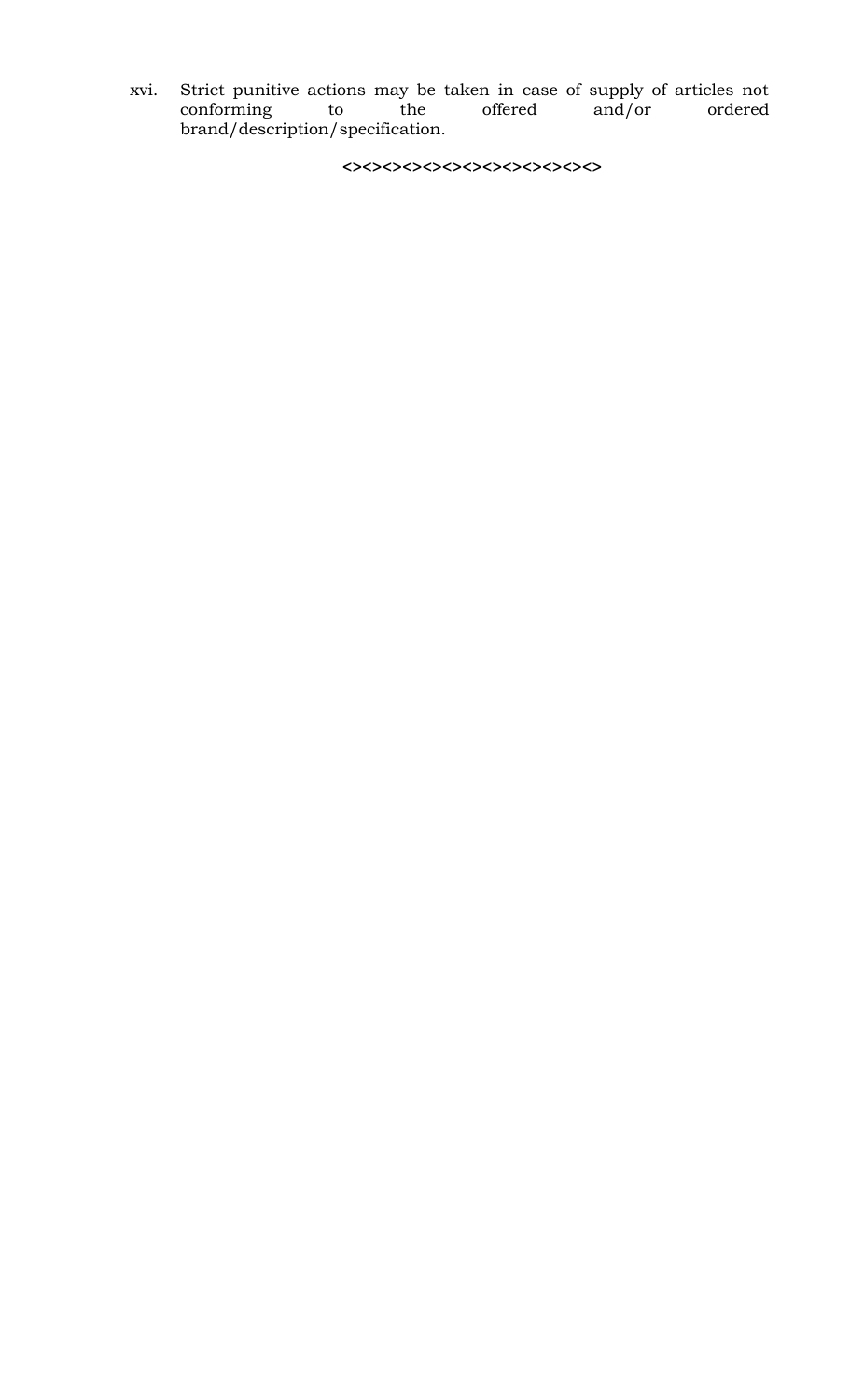xvi. Strict punitive actions may be taken in case of supply of articles not conforming to the offered and/or ordered brand/description/specification.

<><><><><><><><><><><><><><><><>